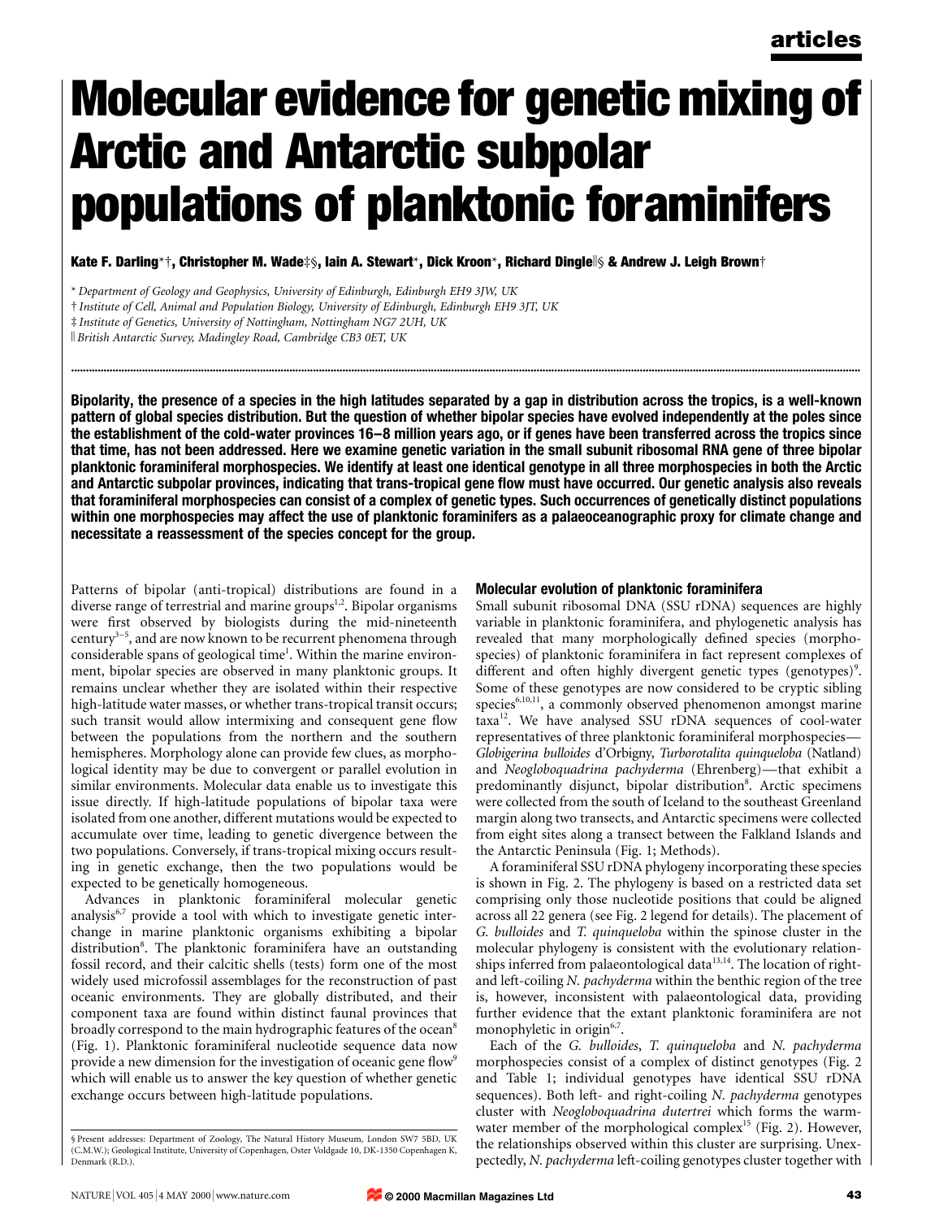# Molecular evidence for genetic mixing of Arctic and Antarctic subpolar populations of planktonic foraminifers

**Kate F. Darling*†, Christopher M. Wade‡§, Iain A. Stewart*, Dick Kroon*, Richard Dingle‖§ & Andrew J. Leigh Brown†**

\* *Department of Geology and Geophysics, University of Edinburgh, Edinburgh EH9 3JW, UK*

† *Institute of Cell, Animal and Population Biology, University of Edinburgh, Edinburgh EH9 3JT, UK*

‡ *Institute of Genetics, University of Nottingham, Nottingham NG7 2UH, UK*

‖ *British Antarctic Survey, Madingley Road, Cambridge CB3 0ET, UK*

**Bipolarity, the presence of a species in the high latitudes separated by a gap in distribution across the tropics, is a well-known pattern of global species distribution. But the question of whether bipolar species have evolved independently at the poles since the establishment of the cold-water provinces 16–8 million years ago, or if genes have been transferred across the tropics since that time, has not been addressed. Here we examine genetic variation in the small subunit ribosomal RNA gene of three bipolar planktonic foraminiferal morphospecies. We identify at least one identical genotype in all three morphospecies in both the Arctic and Antarctic subpolar provinces, indicating that trans-tropical gene flow must have occurred. Our genetic analysis also reveals that foraminiferal morphospecies can consist of a complex of genetic types. Such occurrences of genetically distinct populations within one morphospecies may affect the use of planktonic foraminifers as a palaeoceanographic proxy for climate change and necessitate a reassessment of the species concept for the group.**

Patterns of bipolar (anti-tropical) distributions are found in a diverse range of terrestrial and marine groups[1,2]. Bipolar organisms were first observed by biologists during the mid-nineteenth century[3–5], and are now known to be recurrent phenomena through considerable spans of geological time[1]. Within the marine environment, bipolar species are observed in many planktonic groups. It remains unclear whether they are isolated within their respective high-latitude water masses, or whether trans-tropical transit occurs; such transit would allow intermixing and consequent gene flow between the populations from the northern and the southern hemispheres. Morphology alone can provide few clues, as morphological identity may be due to convergent or parallel evolution in similar environments. Molecular data enable us to investigate this issue directly. If high-latitude populations of bipolar taxa were isolated from one another, different mutations would be expected to accumulate over time, leading to genetic divergence between the two populations. Conversely, if trans-tropical mixing occurs resulting in genetic exchange, then the two populations would be expected to be genetically homogeneous.

Advances in planktonic foraminiferal molecular genetic analysis[6,7] provide a tool with which to investigate genetic interchange in marine planktonic organisms exhibiting a bipolar distribution[8]. The planktonic foraminifera have an outstanding fossil record, and their calcitic shells (tests) form one of the most widely used microfossil assemblages for the reconstruction of past oceanic environments. They are globally distributed, and their component taxa are found within distinct faunal provinces that broadly correspond to the main hydrographic features of the ocean[8] (Fig. 1). Planktonic foraminiferal nucleotide sequence data now provide a new dimension for the investigation of oceanic gene flow[9] which will enable us to answer the key question of whether genetic exchange occurs between high-latitude populations.

## Molecular evolution of planktonic foraminifera

Small subunit ribosomal DNA (SSU rDNA) sequences are highly variable in planktonic foraminifera, and phylogenetic analysis has revealed that many morphologically defined species (morphospecies) of planktonic foraminifera in fact represent complexes of different and often highly divergent genetic types (genotypes)[9]. Some of these genotypes are now considered to be cryptic sibling species[6,10,11], a commonly observed phenomenon amongst marine taxa[12]. We have analysed SSU rDNA sequences of cool-water representatives of three planktonic foraminiferal morphospecies—*Globigerina bulloides* d'Orbigny, *Turborotalita quinqueloba* (Natland) and *Neogloboquadrina pachyderma* (Ehrenberg)—that exhibit a predominantly disjunct, bipolar distribution[8]. Arctic specimens were collected from the south of Iceland to the southeast Greenland margin along two transects, and Antarctic specimens were collected from eight sites along a transect between the Falkland Islands and the Antarctic Peninsula (Fig. 1; Methods).

A foraminiferal SSU rDNA phylogeny incorporating these species is shown in Fig. 2. The phylogeny is based on a restricted data set comprising only those nucleotide positions that could be aligned across all 22 genera (see Fig. 2 legend for details). The placement of *G. bulloides* and *T. quinqueloba* within the spinose cluster in the molecular phylogeny is consistent with the evolutionary relationships inferred from palaeontological data[13,14]. The location of right- and left-coiling *N. pachyderma* within the benthic region of the tree is, however, inconsistent with palaeontological data, providing further evidence that the extant planktonic foraminifera are not monophyletic in origin[6,7].

Each of the *G. bulloides*, *T. quinqueloba* and *N. pachyderma* morphospecies consist of a complex of distinct genotypes (Fig. 2 and Table 1; individual genotypes have identical SSU rDNA sequences). Both left- and right-coiling *N. pachyderma* genotypes cluster with *Neogloboquadrina dutertrei* which forms the warm-water member of the morphological complex[15] (Fig. 2). However, the relationships observed within this cluster are surprising. Unexpectedly, *N. pachyderma* left-coiling genotypes cluster together with

§ Present addresses: Department of Zoology, The Natural History Museum, London SW7 5BD, UK (C.M.W.); Geological Institute, University of Copenhagen, Oster Voldgade 10, DK-1350 Copenhagen K, Denmark (R.D.).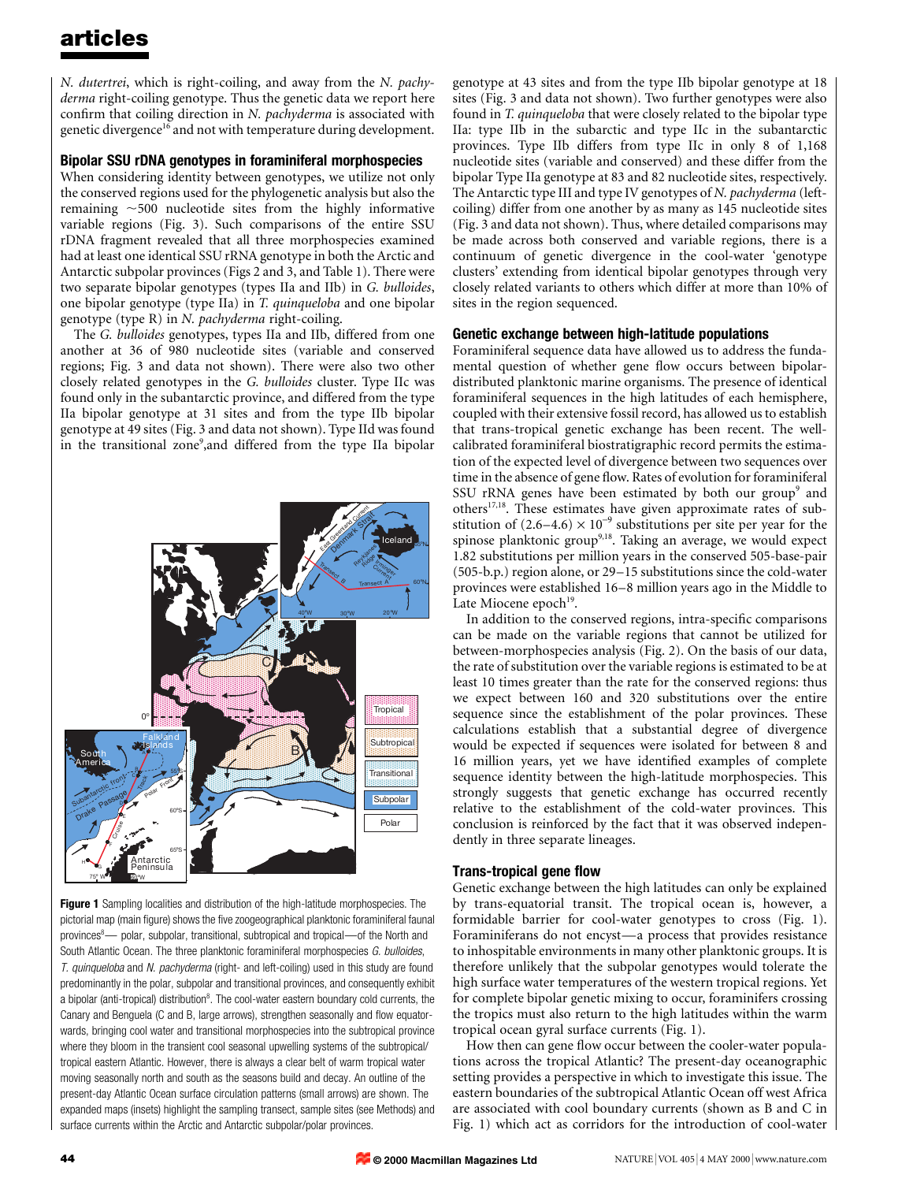*N. dutertrei*, which is right-coiling, and away from the *N. pachyderma* right-coiling genotype. Thus the genetic data we report here confirm that coiling direction in *N. pachyderma* is associated with genetic divergence[16] and not with temperature during development.

## Bipolar SSU rDNA genotypes in foraminiferal morphospecies

When considering identity between genotypes, we utilize not only the conserved regions used for the phylogenetic analysis but also the remaining ~500 nucleotide sites from the highly informative variable regions (Fig. 3). Such comparisons of the entire SSU rDNA fragment revealed that all three morphospecies examined had at least one identical SSU rRNA genotype in both the Arctic and Antarctic subpolar provinces (Figs 2 and 3, and Table 1). There were two separate bipolar genotypes (types IIa and IIb) in *G. bulloides*, one bipolar genotype (type IIa) in *T. quinqueloba* and one bipolar genotype (type R) in *N. pachyderma* right-coiling.

The *G. bulloides* genotypes, types IIa and IIb, differed from one another at 36 of 980 nucleotide sites (variable and conserved regions; Fig. 3 and data not shown). There were also two other closely related genotypes in the *G. bulloides* cluster. Type IIc was found only in the subantarctic province, and differed from the type IIa bipolar genotype at 31 sites and from the type IIb bipolar genotype at 49 sites (Fig. 3 and data not shown). Type IId was found in the transitional zone[9], and differed from the type IIa bipolar genotype at 43 sites and from the type IIb bipolar genotype at 18 sites (Fig. 3 and data not shown). Two further genotypes were also found in *T. quinqueloba* that were closely related to the bipolar type IIa: type IIb in the subarctic and type IIc in the subantarctic provinces. Type IIb differs from type IIc in only 8 of 1,168 nucleotide sites (variable and conserved) and these differ from the bipolar Type IIa genotype at 83 and 82 nucleotide sites, respectively. The Antarctic type III and type IV genotypes of *N. pachyderma* (left-coiling) differ from one another by as many as 145 nucleotide sites (Fig. 3 and data not shown). Thus, where detailed comparisons may be made across both conserved and variable regions, there is a continuum of genetic divergence in the cool-water 'genotype clusters' extending from identical bipolar genotypes through very closely related variants to others which differ at more than 10% of sites in the region sequenced.

**Figure 1** Sampling localities and distribution of the high-latitude morphospecies. The pictorial map (main figure) shows the five zoogeographical planktonic foraminiferal faunal provinces[8]— polar, subpolar, transitional, subtropical and tropical—of the North and South Atlantic Ocean. The three planktonic foraminiferal morphospecies *G. bulloides*, *T. quinqueloba* and *N. pachyderma* (right- and left-coiling) used in this study are found predominantly in the polar, subpolar and transitional provinces, and consequently exhibit a bipolar (anti-tropical) distribution[8]. The cool-water eastern boundary cold currents, the Canary and Benguela (C and B, large arrows), strengthen seasonally and flow equatorwards, bringing cool water and transitional morphospecies into the subtropical province where they bloom in the transient cool seasonal upwelling systems of the subtropical/tropical eastern Atlantic. However, there is always a clear belt of warm tropical water moving seasonally north and south as the seasons build and decay. An outline of the present-day Atlantic Ocean surface circulation patterns (small arrows) are shown. The expanded maps (insets) highlight the sampling transect, sample sites (see Methods) and surface currents within the Arctic and Antarctic subpolar/polar provinces.

## Genetic exchange between high-latitude populations

Foraminiferal sequence data have allowed us to address the fundamental question of whether gene flow occurs between bipolar-distributed planktonic marine organisms. The presence of identical foraminiferal sequences in the high latitudes of each hemisphere, coupled with their extensive fossil record, has allowed us to establish that trans-tropical genetic exchange has been recent. The well-calibrated foraminiferal biostratigraphic record permits the estimation of the expected level of divergence between two sequences over time in the absence of gene flow. Rates of evolution for foraminiferal SSU rRNA genes have been estimated by both our group[9] and others[17,18]. These estimates have given approximate rates of substitution of $(2.6–4.6) \times 10^{-9}$ substitutions per site per year for the spinose planktonic group[9,18]. Taking an average, we would expect 1.82 substitutions per million years in the conserved 505-base-pair (505-b.p.) region alone, or 29–15 substitutions since the cold-water provinces were established 16–8 million years ago in the Middle to Late Miocene epoch[19].

In addition to the conserved regions, intra-specific comparisons can be made on the variable regions that cannot be utilized for between-morphospecies analysis (Fig. 2). On the basis of our data, the rate of substitution over the variable regions is estimated to be at least 10 times greater than the rate for the conserved regions: thus we expect between 160 and 320 substitutions over the entire sequence since the establishment of the polar provinces. These calculations establish that a substantial degree of divergence would be expected if sequences were isolated for between 8 and 16 million years, yet we have identified examples of complete sequence identity between the high-latitude morphospecies. This strongly suggests that genetic exchange has occurred recently relative to the establishment of the cold-water provinces. This conclusion is reinforced by the fact that it was observed independently in three separate lineages.

## Trans-tropical gene flow

Genetic exchange between the high latitudes can only be explained by trans-equatorial transit. The tropical ocean is, however, a formidable barrier for cool-water genotypes to cross (Fig. 1). Foraminiferans do not encyst—a process that provides resistance to inhospitable environments in many other planktonic groups. It is therefore unlikely that the subpolar genotypes would tolerate the high surface water temperatures of the western tropical regions. Yet for complete bipolar genetic mixing to occur, foraminifers crossing the tropics must also return to the high latitudes within the warm tropical ocean gyral surface currents (Fig. 1).

How then can gene flow occur between the cooler-water populations across the tropical Atlantic? The present-day oceanographic setting provides a perspective in which to investigate this issue. The eastern boundaries of the subtropical Atlantic Ocean off west Africa are associated with cool boundary currents (shown as B and C in Fig. 1) which act as corridors for the introduction of cool-water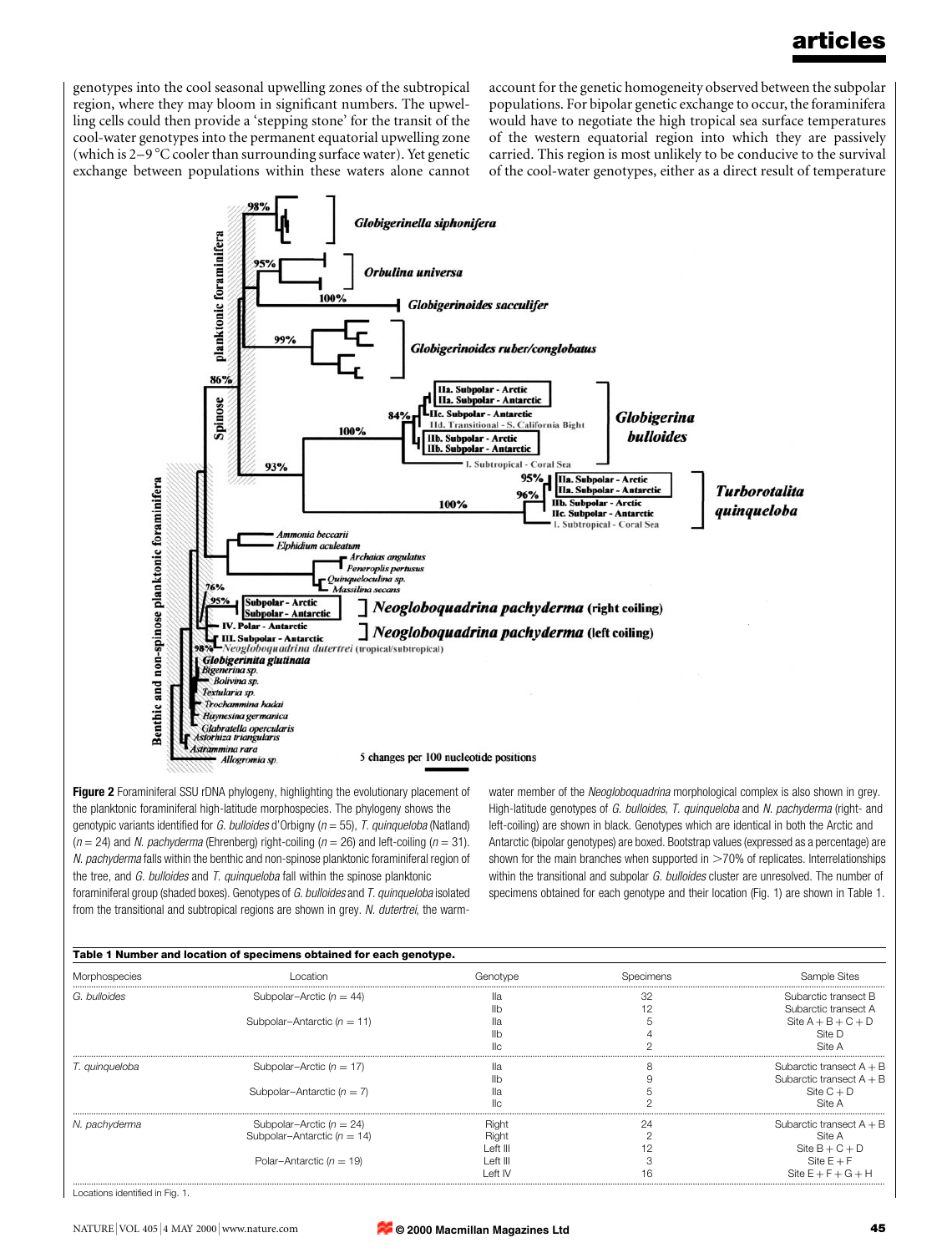genotypes into the cool seasonal upwelling zones of the subtropical region, where they may bloom in significant numbers. The upwelling cells could then provide a 'stepping stone' for the transit of the cool-water genotypes into the permanent equatorial upwelling zone (which is 2–9 °C cooler than surrounding surface water). Yet genetic exchange between populations within these waters alone cannot account for the genetic homogeneity observed between the subpolar populations. For bipolar genetic exchange to occur, the foraminifera would have to negotiate the high tropical sea surface temperatures of the western equatorial region into which they are passively carried. This region is most unlikely to be conducive to the survival of the cool-water genotypes, either as a direct result of temperature

**Figure 2** Foraminiferal SSU rDNA phylogeny, highlighting the evolutionary placement of the planktonic foraminiferal high-latitude morphospecies. The phylogeny shows the genotypic variants identified for *G. bulloides* d'Orbigny ($n = 55$), *T. quinqueloba* (Natland) ($n = 24$) and *N. pachyderma* (Ehrenberg) right-coiling ($n = 26$) and left-coiling ($n = 31$). *N. pachyderma* falls within the benthic and non-spinose planktonic foraminiferal region of the tree, and *G. bulloides* and *T. quinqueloba* fall within the spinose planktonic foraminiferal group (shaded boxes). Genotypes of *G. bulloides* and *T. quinqueloba* isolated from the transitional and subtropical regions are shown in grey. *N. dutertrei*, the warm-water member of the *Neogloboquadrina* morphological complex is also shown in grey. High-latitude genotypes of *G. bulloides*, *T. quinqueloba* and *N. pachyderma* (right- and left-coiling) are shown in black. Genotypes which are identical in both the Arctic and Antarctic (bipolar genotypes) are boxed. Bootstrap values (expressed as a percentage) are shown for the main branches when supported in >70% of replicates. Interrelationships within the transitional and subpolar *G. bulloides* cluster are unresolved. The number of specimens obtained for each genotype and their location (Fig. 1) are shown in Table 1.

**Table 1 Number and location of specimens obtained for each genotype.**

| Morphospecies | Location | Genotype | Specimens | Sample Sites |
|---|---|---|---|---|
| *G. bulloides* | Subpolar–Arctic ($n = 44$) | IIa | 32 | Subarctic transect B |
| | | IIb | 12 | Subarctic transect A |
| | Subpolar–Antarctic ($n = 11$) | IIa | 5 | Site A + B + C + D |
| | | IIb | 4 | Site D |
| | | IIc | 2 | Site A |
| *T. quinqueloba* | Subpolar–Arctic ($n = 17$) | IIa | 8 | Subarctic transect A + B |
| | | IIb | 9 | Subarctic transect A + B |
| | Subpolar–Antarctic ($n = 7$) | IIa | 5 | Site C + D |
| | | IIc | 2 | Site A |
| *N. pachyderma* | Subpolar–Arctic ($n = 24$) | Right | 24 | Subarctic transect A + B |
| | Subpolar–Antarctic ($n = 14$) | Right | 2 | Site A |
| | | Left III | 12 | Site B + C + D |
| | Polar–Antarctic ($n = 19$) | Left III | 3 | Site E + F |
| | | Left IV | 16 | Site E + F + G + H |

Locations identified in Fig. 1.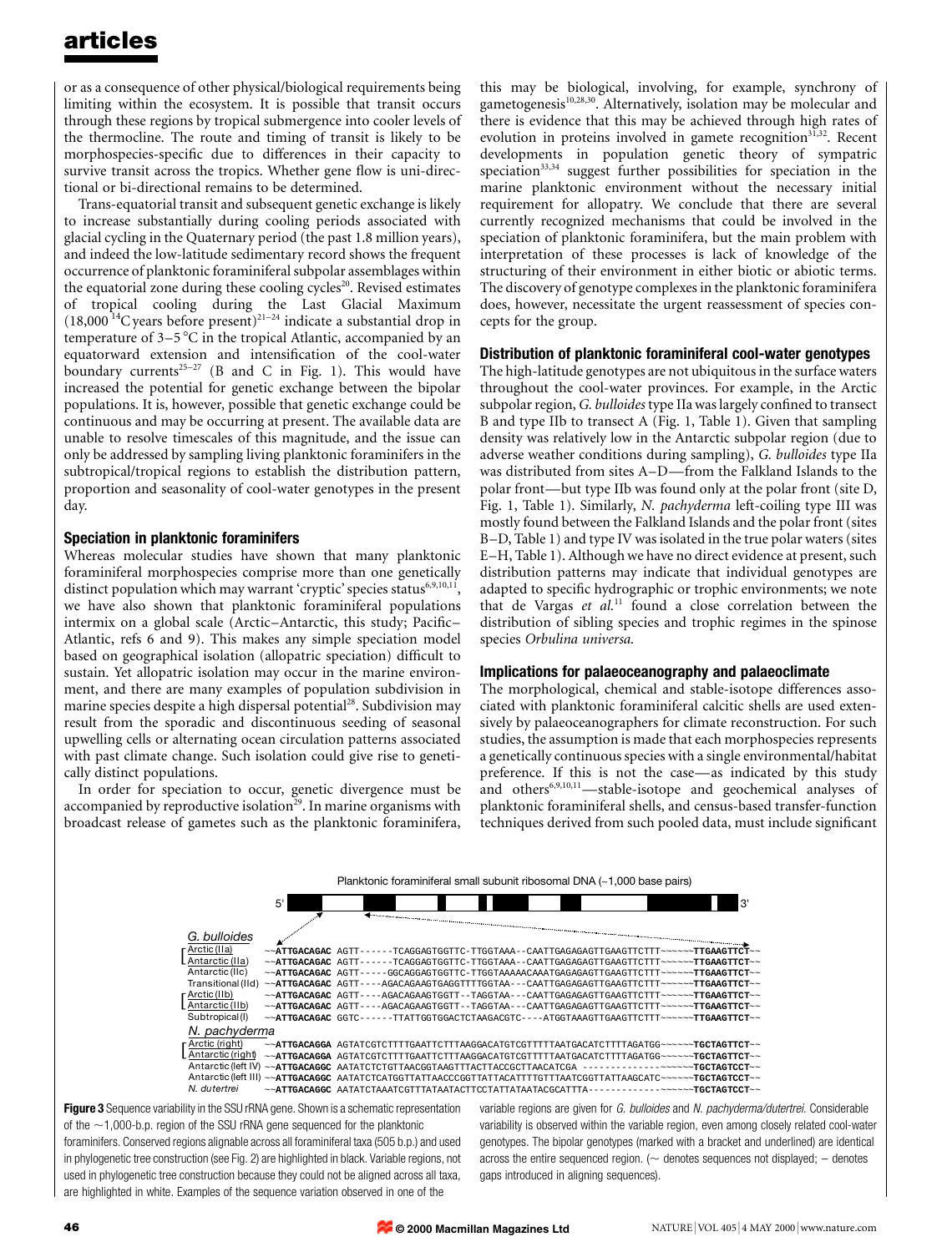or as a consequence of other physical/biological requirements being limiting within the ecosystem. It is possible that transit occurs through these regions by tropical submergence into cooler levels of the thermocline. The route and timing of transit is likely to be morphospecies-specific due to differences in their capacity to survive transit across the tropics. Whether gene flow is uni-directional or bi-directional remains to be determined.

Trans-equatorial transit and subsequent genetic exchange is likely to increase substantially during cooling periods associated with glacial cycling in the Quaternary period (the past 1.8 million years), and indeed the low-latitude sedimentary record shows the frequent occurrence of planktonic foraminiferal subpolar assemblages within the equatorial zone during these cooling cycles[20]. Revised estimates of tropical cooling during the Last Glacial Maximum (18,000 $^{14}$C years before present)[21–24] indicate a substantial drop in temperature of 3–5 °C in the tropical Atlantic, accompanied by an equatorward extension and intensification of the cool-water boundary currents[25–27] (B and C in Fig. 1). This would have increased the potential for genetic exchange between the bipolar populations. It is, however, possible that genetic exchange could be continuous and may be occurring at present. The available data are unable to resolve timescales of this magnitude, and the issue can only be addressed by sampling living planktonic foraminifers in the subtropical/tropical regions to establish the distribution pattern, proportion and seasonality of cool-water genotypes in the present day.

## Speciation in planktonic foraminifers

Whereas molecular studies have shown that many planktonic foraminiferal morphospecies comprise more than one genetically distinct population which may warrant 'cryptic' species status[6,9,10,11], we have also shown that planktonic foraminiferal populations intermix on a global scale (Arctic–Antarctic, this study; Pacific–Atlantic, refs 6 and 9). This makes any simple speciation model based on geographical isolation (allopatric speciation) difficult to sustain. Yet allopatric isolation may occur in the marine environment, and there are many examples of population subdivision in marine species despite a high dispersal potential[28]. Subdivision may result from the sporadic and discontinuous seeding of seasonal upwelling cells or alternating ocean circulation patterns associated with past climate change. Such isolation could give rise to genetically distinct populations.

In order for speciation to occur, genetic divergence must be accompanied by reproductive isolation[29]. In marine organisms with broadcast release of gametes such as the planktonic foraminifera, this may be biological, involving, for example, synchrony of gametogenesis[10,28,30]. Alternatively, isolation may be molecular and there is evidence that this may be achieved through high rates of evolution in proteins involved in gamete recognition[31,32]. Recent developments in population genetic theory of sympatric speciation[33,34] suggest further possibilities for speciation in the marine planktonic environment without the necessary initial requirement for allopatry. We conclude that there are several currently recognized mechanisms that could be involved in the speciation of planktonic foraminifera, but the main problem with interpretation of these processes is lack of knowledge of the structuring of their environment in either biotic or abiotic terms. The discovery of genotype complexes in the planktonic foraminifera does, however, necessitate the urgent reassessment of species concepts for the group.

## Distribution of planktonic foraminiferal cool-water genotypes

The high-latitude genotypes are not ubiquitous in the surface waters throughout the cool-water provinces. For example, in the Arctic subpolar region, *G. bulloides* type IIa was largely confined to transect B and type IIb to transect A (Fig. 1, Table 1). Given that sampling density was relatively low in the Antarctic subpolar region (due to adverse weather conditions during sampling), *G. bulloides* type IIa was distributed from sites A–D—from the Falkland Islands to the polar front—but type IIb was found only at the polar front (site D, Fig. 1, Table 1). Similarly, *N. pachyderma* left-coiling type III was mostly found between the Falkland Islands and the polar front (sites B–D, Table 1) and type IV was isolated in the true polar waters (sites E–H, Table 1). Although we have no direct evidence at present, such distribution patterns may indicate that individual genotypes are adapted to specific hydrographic or trophic environments; we note that de Vargas *et al.*[11] found a close correlation between the distribution of sibling species and trophic regimes in the spinose species *Orbulina universa.*

## Implications for palaeoceanography and palaeoclimate

The morphological, chemical and stable-isotope differences associated with planktonic foraminiferal calcitic shells are used extensively by palaeoceanographers for climate reconstruction. For such studies, the assumption is made that each morphospecies represents a genetically continuous species with a single environmental/habitat preference. If this is not the case—as indicated by this study and others[6,9,10,11]—stable-isotope and geochemical analyses of planktonic foraminiferal shells, and census-based transfer-function techniques derived from such pooled data, must include significant

Planktonic foraminiferal small subunit ribosomal DNA (~1,000 base pairs)

```
G. bulloides
Arctic (IIa)        ~~ATTGACAGAC AGTT------TCAGGAGTGGTTC-TTGGTAAA--CAATTGAGAGAGTTGAAGTTCTTT~~~~~TTGAAGTTCT~~
Antarctic (IIa)     ~~ATTGACAGAC AGTT------TCAGGAGTGGTTC-TTGGTAAA--CAATTGAGAGAGTTGAAGTTCTTT~~~~~TTGAAGTTCT~~
Antarctic (IIc)     ~~ATTGACAGAC AGTT-----GGCAGGAGTGGTTC-TTGGTAAAAACAAATGAGAGAGTTGAAGTTCTTT~~~~~TTGAAGTTCT~~
Transitional (IId)  ~~ATTGACAGAC AGTT----AGACAGAAGTGAGGTTTTGGTAA--CAATTGAGAGAGTTGAAGTTCTTT~~~~~TTGAAGTTCT~~
Arctic (IIb)        ~~ATTGACAGAC AGTT----AGACAGAAGTGGTT--TAGGTAA---CAATTGAGAGAGTTGAAGTTCTTT~~~~~TTGAAGTTCT~~
Antarctic (IIb)     ~~ATTGACAGAC AGTT----AGACAGAAGTGGTT--TAGGTAA---CAATTGAGAGAGTTGAAGTTCTTT~~~~~TTGAAGTTCT~~
Subtropical (I)     ~~ATTGACAGAC GGTC------TTATTGGTGGACTCTAAGACGCT----ATGGTAAAGTTGAAGTTCTTT~~~~~TTGAAGTTCT~~
N. pachyderma
Arctic (right)      ~~ATTGACAGGA AGTATCGTCTTTTGAATTCTTTAAGGACATGTCGTTTTTAATGACATCTTTTAGATGG~~~~~TGCTAGTTCT~~
Antarctic (right)   ~~ATTGACAGGA AGTATCGTCTTTTGAATTCTTTAAGGACATGTCGTTTTTAATGACATCTTTTAGATGG~~~~~TGCTAGTTCT~~
Antarctic (left IV) ~~ATTGACAGGC AATATCTCTGTTAACGGTAAGTTTACTTACCGCTTAACATCGA -------------~~~~~TGCTAGTCCT~~
Antarctic (left III)~~ATTGACAGGC AATATCTCATGGTTATTAACCCGGTTATTACATTTTGTTTAATCGGTTATTAAGCATC~~~~~TGCTAGTCCT~~
N. dutertrei        ~~ATTGACAGGC AATATCTAAATCGTTTATAATACTTCCTATTATAATACGCATTTA-------------~~~~~TGCTAGTCCT~~
```

**Figure 3** Sequence variability in the SSU rRNA gene. Shown is a schematic representation of the ~1,000-b.p. region of the SSU rRNA gene sequenced for the planktonic foraminifers. Conserved regions alignable across all foraminiferal taxa (505 b.p.) and used in phylogenetic tree construction (see Fig. 2) are highlighted in black. Variable regions, not used in phylogenetic tree construction because they could not be aligned across all taxa, are highlighted in white. Examples of the sequence variation observed in one of the variable regions are given for *G. bulloides* and *N. pachyderma/dutertrei.* Considerable variability is observed within the variable region, even among closely related cool-water genotypes. The bipolar genotypes (marked with a bracket and underlined) are identical across the entire sequenced region. (~ denotes sequences not displayed; – denotes gaps introduced in aligning sequences).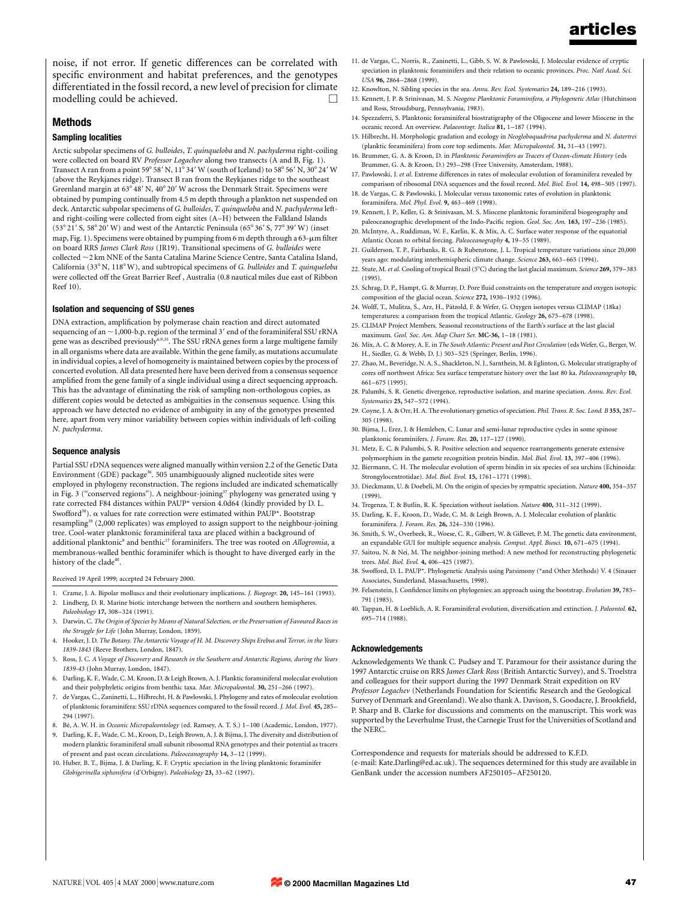noise, if not error. If genetic differences can be correlated with specific environment and habitat preferences, and the genotypes differentiated in the fossil record, a new level of precision for climate modelling could be achieved. □

## Methods

### Sampling localities

Arctic subpolar specimens of *G. bulloides*, *T. quinqueloba* and *N. pachyderma* right-coiling were collected on board RV *Professor Logachev* along two transects (A and B, Fig. 1). Transect A ran from a point 59° 58′ N, 11° 34′ W (south of Iceland) to 58° 56′ N, 30° 24′ W (above the Reykjanes ridge). Transect B ran from the Reykjanes ridge to the southeast Greenland margin at 63° 48′ N, 40° 20′ W across the Denmark Strait. Specimens were obtained by pumping continually from 4.5 m depth through a plankton net suspended on deck. Antarctic subpolar specimens of *G. bulloides* and *N. pachyderma* left- and right-coiling were collected from eight sites (A–H) between the Falkland Islands (53° 21′ S, 58° 20′ W) and west of the Antarctic Peninsula (65° 36′ S, 77° 39′ W) (inset map, Fig. 1). Specimens were obtained by pumping from 6 m depth through a 63-μm filter on board RRS *James Clark Ross* (JR19). Transitional specimens of *G. bulloides* were collected ~2 km NNE of the Santa Catalina Marine Science Centre, Santa Catalina Island, California (33° N, 118° W), and subtropical specimens of *G. bulloides* and *T. quinqueloba* were collected off the Great Barrier Reef, Australia (0.8 nautical miles due east of Ribbon Reef 10).

### Isolation and sequencing of SSU genes

DNA extraction, amplification by polymerase chain reaction and direct automated sequencing of an ~1,000-b.p. region of the terminal 3′ end of the foraminiferal SSU rRNA gene was as described previously[6,9,35]. The SSU rRNA genes form a large multigene family in all organisms where data are available. Within the gene family, as mutations accumulate in individual copies, a level of homogeneity is maintained between copies by the process of concerted evolution. All data presented here have been derived from a consensus sequence amplified from the gene family of a single individual using a direct sequencing approach. This has the advantage of eliminating the risk of sampling non-orthologous copies, as different copies would be detected as ambiguities in the consensus sequence. Using this approach we have detected no evidence of ambiguity in any of the genotypes presented here, apart from very minor variability between copies within individuals of left-coiling *N. pachyderma*.

### Sequence analysis

Partial SSU rDNA sequences were aligned manually within version 2.2 of the Genetic Data Environment (GDE) package[36]. 505 unambiguously aligned nucleotide sites were employed in phylogeny reconstruction. The regions included are indicated schematically in Fig. 3 ("conserved regions"). A neighbour-joining[37] phylogeny was generated using $\gamma$ rate corrected F84 distances within PAUP* version 4.0d64 (kindly provided by D. L. Swofford[38]). $\alpha$ values for rate correction were estimated within PAUP*. Bootstrap resampling[39] (2,000 replicates) was employed to assign support to the neighbour-joining tree. Cool-water planktonic foraminiferal taxa are placed within a background of additional planktonic[9] and benthic[17] foraminifers. The tree was rooted on *Allogromia*, a membranous-walled benthic foraminifer which is thought to have diverged early in the history of the clade[40].

Received 19 April 1999; accepted 24 February 2000.

1. Crame, J. A. Bipolar molluscs and their evolutionary implications. *J. Biogeogr.* **20,** 145–161 (1993).
2. Lindberg, D. R. Marine biotic interchange between the northern and southern hemispheres. *Paleobiology* **17,** 308–324 (1991).
3. Darwin, C. *The Origin of Species by Means of Natural Selection, or the Preservation of Favoured Races in the Struggle for Life* (John Murray, London, 1859).
4. Hooker, J. D. *The Botany. The Antarctic Voyage of H. M. Discovery Ships Erebus and Terror, in the Years 1839-1843* (Reeve Brothers, London, 1847).
5. Ross, J. C. *A Voyage of Discovery and Research in the Southern and Antarctic Regions, during the Years 1839-43* (John Murray, London, 1847).
6. Darling, K. F., Wade, C. M. Kroon, D. & Leigh Brown, A. J. Planktic foraminiferal molecular evolution and their polyphyletic origins from benthic taxa. *Mar. Micropaleontol.* **30,** 251–266 (1997).
7. de Vargas, C., Zaninetti, L., Hilbrecht, H. & Pawlowski, J. Phylogeny and rates of molecular evolution of planktonic foraminifera: SSU rDNA sequences compared to the fossil record. *J. Mol. Evol.* **45,** 285–294 (1997).
8. Bé, A. W. H. in *Oceanic Micropaleontology* (ed. Ramsey, A. T. S.) 1–100 (Academic, London, 1977).
9. Darling, K. F., Wade, C. M., Kroon, D., Leigh Brown, A. J. & Bijma, J. The diversity and distribution of modern planktic foraminiferal small subunit ribosomal RNA genotypes and their potential as tracers of present and past ocean circulations. *Paleoceanography* **14,** 3–12 (1999).
10. Huber, B. T., Bijma, J. & Darling, K. F. Cryptic speciation in the living planktonic foraminifer *Globigerinella siphonifera* (d'Orbigny). *Paleobiology* **23,** 33–62 (1997).
11. de Vargas, C., Norris, R., Zaninetti, L., Gibb, S. W. & Pawlowski, J. Molecular evidence of cryptic speciation in planktonic foraminifers and their relation to oceanic provinces. *Proc. Natl Acad. Sci. USA* **96,** 2864–2868 (1999).
12. Knowlton, N. Sibling species in the sea. *Annu. Rev. Ecol. Systematics* **24,** 189–216 (1993).
13. Kennett, J. P. & Srinivasan, M. S. *Neogene Planktonic Foraminifera, a Phylogenetic Atlas* (Hutchinson and Ross, Stroudsburg, Pennsylvania, 1983).
14. Spezzaferri, S. Planktonic foraminiferal biostratigraphy of the Oligocene and lower Miocene in the oceanic record. An overview. *Palaeontogr. Italica* **81,** 1–187 (1994).
15. Hilbrecht, H. Morphologic gradation and ecology in *Neogloboquadrina pachyderma* and *N. dutertrei* (planktic foraminifera) from core top sediments. *Mar. Micropaleontol.* **31,** 31–43 (1997).
16. Brummer, G. A. & Kroon, D. in *Planktonic Foraminifers as Tracers of Ocean-climate History* (eds Brummer, G. A. & Kroon, D.) 293–298 (Free University, Amsterdam, 1988).
17. Pawlowski, J. *et al.* Extreme differences in rates of molecular evolution of foraminifera revealed by comparison of ribosomal DNA sequences and the fossil record. *Mol. Biol. Evol.* **14,** 498–505 (1997).
18. de Vargas, C. & Pawlowski, J. Molecular versus taxonomic rates of evolution in planktonic foraminifera. *Mol. Phyl. Evol.* **9,** 463–469 (1998).
19. Kennett, J. P., Keller, G. & Srinivasan, M. S. Miocene planktonic foraminiferal biogeography and paleoceanographic development of the Indo-Pacific region. *Geol. Soc. Am.* **163,** 197–236 (1985).
20. McIntyre, A., Ruddiman, W. F., Karlin, K. & Mix, A. C. Surface water response of the equatorial Atlantic Ocean to orbital forcing. *Paleoceanography* **4,** 19–55 (1989).
21. Guilderson, T. P., Fairbanks, R. G. & Rubenstone, J. L. Tropical temperature variations since 20,000 years ago: modulating interhemispheric climate change. *Science* **263,** 663–665 (1994).
22. Stute, M. *et al.* Cooling of tropical Brazil (5°C) during the last glacial maximum. *Science* **269,** 379–383 (1995).
23. Schrag, D. P., Hampt, G. & Murray, D. Pore fluid constraints on the temperature and oxygen isotopic composition of the glacial ocean. *Science* **272,** 1930–1932 (1996).
24. Wolff, T., Mulitza, S., Arz, H., Pätzold, F. & Wefer, G. Oxygen isotopes versus CLIMAP (18ka) temperatures: a comparison from the tropical Atlantic. *Geology* **26,** 675–678 (1998).
25. CLIMAP Project Members. Seasonal reconstructions of the Earth's surface at the last glacial maximum. *Geol. Soc. Am. Map Chart Ser.* **MC-36,** 1–18 (1981).
26. Mix, A. C. & Morey, A. E. in *The South Atlantic: Present and Past Circulation* (eds Wefer, G., Berger, W. H., Siedler, G. & Webb, D. J.) 503–525 (Springer, Berlin, 1996).
27. Zhao, M., Beveridge, N. A. S., Shackleton, N. J., Sarnthein, M. & Eglinton, G. Molecular stratigraphy of cores off northwest Africa: Sea surface temperature history over the last 80 ka. *Paleoceanography* **10,** 661–675 (1995).
28. Palumbi, S. R. Genetic divergence, reproductive isolation, and marine speciation. *Annu. Rev. Ecol. Systematics* **25,** 547–572 (1994).
29. Coyne, J. A. & Orr, H. A. The evolutionary genetics of speciation. *Phil. Trans. R. Soc. Lond. B* **353,** 287–305 (1998).
30. Bijma, J., Erez, J. & Hemleben, C. Lunar and semi-lunar reproductive cycles in some spinose planktonic foraminifers. *J. Foram. Res.* **20,** 117–127 (1990).
31. Metz, E. C. & Palumbi, S. R. Positive selection and sequence rearrangements generate extensive polymorphism in the gamete recognition protein bindin. *Mol. Biol. Evol.* **13,** 397–406 (1996).
32. Biermann, C. H. The molecular evolution of sperm bindin in six species of sea urchins (Echinoida: Strongylocentrotidae). *Mol. Biol. Evol.* **15,** 1761–1771 (1998).
33. Dieckmann, U. & Doebeli, M. On the origin of species by sympatric speciation. *Nature* **400,** 354–357 (1999).
34. Tregenza, T. & Butlin, R. K. Speciation without isolation. *Nature* **400,** 311–312 (1999).
35. Darling, K. F., Kroon, D., Wade, C. M. & Leigh Brown, A. J. Molecular evolution of planktic foraminifera. *J. Foram. Res.* **26,** 324–330 (1996).
36. Smith, S. W., Overbeek, R., Woese, C. R., Gilbert, W. & Gillevet, P. M. The genetic data environment, an expandable GUI for multiple sequence analysis. *Comput. Appl. Biosci.* **10,** 671–675 (1994).
37. Saitou, N. & Nei, M. The neighbor-joining method: A new method for reconstructing phylogenetic trees. *Mol. Biol. Evol.* **4,** 406–425 (1987).
38. Swofford, D. L. PAUP*. Phylogenetic Analysis using Parsimony (*and Other Methods) V. 4 (Sinauer Associates, Sunderland, Massachusetts, 1998).
39. Felsenstein, J. Confidence limits on phylogenies: an approach using the bootstrap. *Evolution* **39,** 783–791 (1985).
40. Tappan, H. & Loeblich, A. R. Foraminiferal evolution, diversification and extinction. *J. Paleontol.* **62,** 695–714 (1988).

### Acknowledgements

Acknowledgements We thank C. Pudsey and T. Paramour for their assistance during the 1997 Antarctic cruise on RRS *James Clark Ross* (British Antarctic Survey), and S. Troelstra and colleagues for their support during the 1997 Denmark Strait expedition on RV *Professor Logachev* (Netherlands Foundation for Scientific Research and the Geological Survey of Denmark and Greenland). We also thank A. Davison, S. Goodacre, J. Brookfield, P. Sharp and B. Clarke for discussions and comments on the manuscript. This work was supported by the Leverhulme Trust, the Carnegie Trust for the Universities of Scotland and the NERC.

Correspondence and requests for materials should be addressed to K.F.D. (e-mail: Kate.Darling@ed.ac.uk). The sequences determined for this study are available in GenBank under the accession numbers AF250105–AF250120.